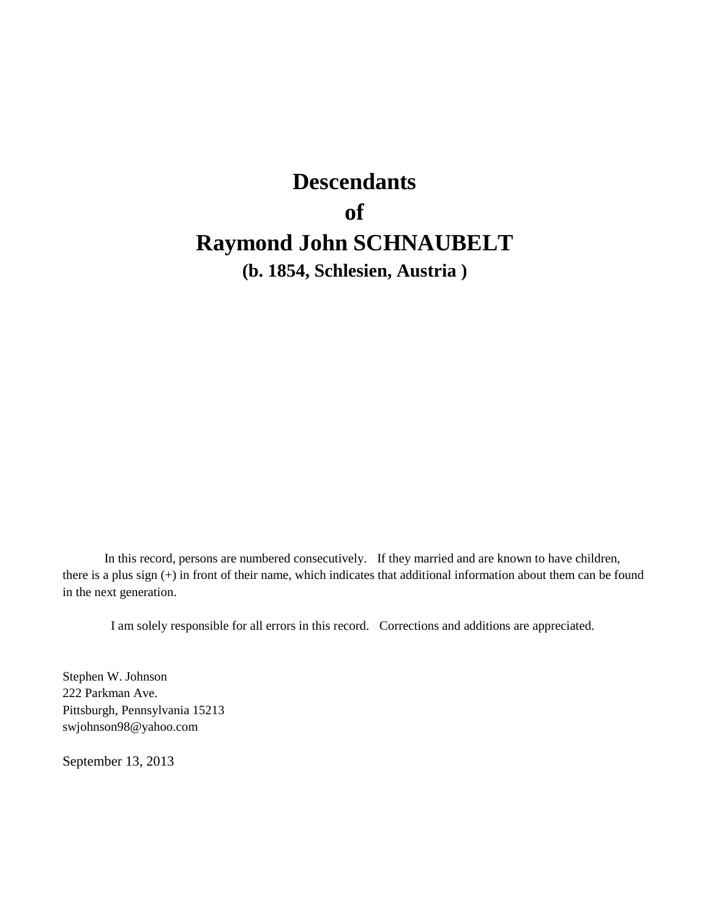# Descendants
# of
# Raymond John SCHNAUBELT

### (b. 1854, Schlesien, Austria )

In this record, persons are numbered consecutively. If they married and are known to have children, there is a plus sign (+) in front of their name, which indicates that additional information about them can be found in the next generation.

I am solely responsible for all errors in this record. Corrections and additions are appreciated.

Stephen W. Johnson
222 Parkman Ave.
Pittsburgh, Pennsylvania 15213
swjohnson98@yahoo.com

September 13, 2013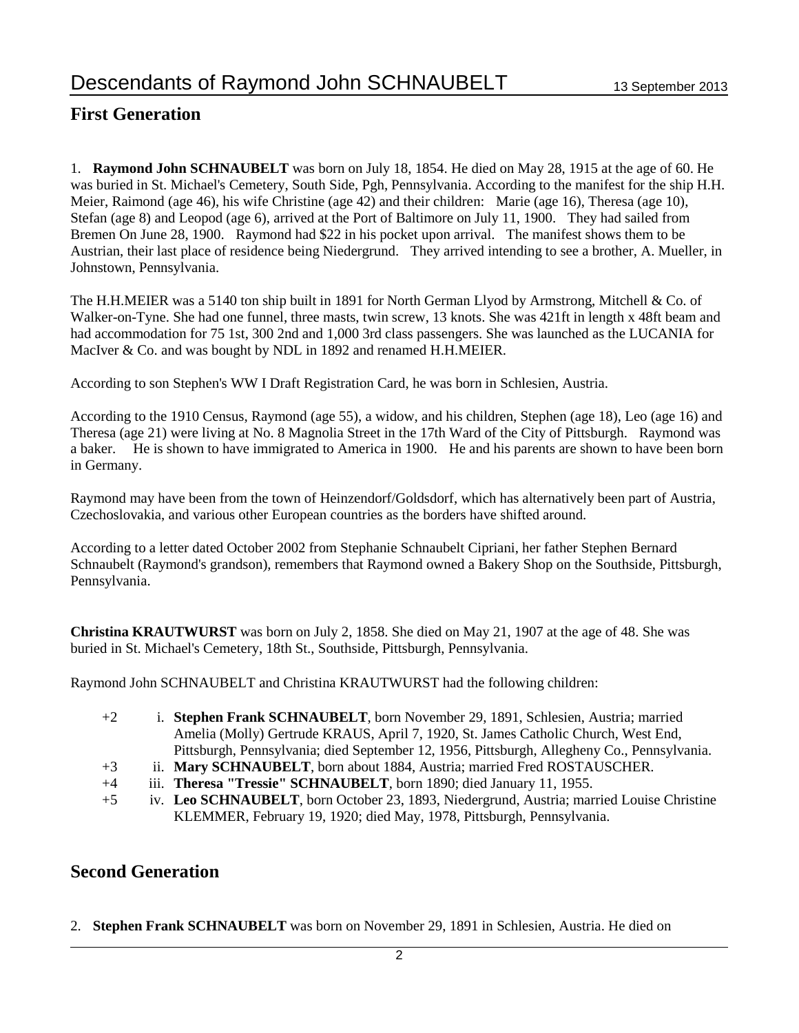## First Generation

1. **Raymond John SCHNAUBELT** was born on July 18, 1854. He died on May 28, 1915 at the age of 60. He was buried in St. Michael's Cemetery, South Side, Pgh, Pennsylvania. According to the manifest for the ship H.H. Meier, Raimond (age 46), his wife Christine (age 42) and their children: Marie (age 16), Theresa (age 10), Stefan (age 8) and Leopod (age 6), arrived at the Port of Baltimore on July 11, 1900. They had sailed from Bremen On June 28, 1900. Raymond had $22 in his pocket upon arrival. The manifest shows them to be Austrian, their last place of residence being Niedergrund. They arrived intending to see a brother, A. Mueller, in Johnstown, Pennsylvania.

The H.H.MEIER was a 5140 ton ship built in 1891 for North German Llyod by Armstrong, Mitchell & Co. of Walker-on-Tyne. She had one funnel, three masts, twin screw, 13 knots. She was 421ft in length x 48ft beam and had accommodation for 75 1st, 300 2nd and 1,000 3rd class passengers. She was launched as the LUCANIA for MacIver & Co. and was bought by NDL in 1892 and renamed H.H.MEIER.

According to son Stephen's WW I Draft Registration Card, he was born in Schlesien, Austria.

According to the 1910 Census, Raymond (age 55), a widow, and his children, Stephen (age 18), Leo (age 16) and Theresa (age 21) were living at No. 8 Magnolia Street in the 17th Ward of the City of Pittsburgh. Raymond was a baker. He is shown to have immigrated to America in 1900. He and his parents are shown to have been born in Germany.

Raymond may have been from the town of Heinzendorf/Goldsdorf, which has alternatively been part of Austria, Czechoslovakia, and various other European countries as the borders have shifted around.

According to a letter dated October 2002 from Stephanie Schnaubelt Cipriani, her father Stephen Bernard Schnaubelt (Raymond's grandson), remembers that Raymond owned a Bakery Shop on the Southside, Pittsburgh, Pennsylvania.

**Christina KRAUTWURST** was born on July 2, 1858. She died on May 21, 1907 at the age of 48. She was buried in St. Michael's Cemetery, 18th St., Southside, Pittsburgh, Pennsylvania.

Raymond John SCHNAUBELT and Christina KRAUTWURST had the following children:

- +2 i. **Stephen Frank SCHNAUBELT**, born November 29, 1891, Schlesien, Austria; married Amelia (Molly) Gertrude KRAUS, April 7, 1920, St. James Catholic Church, West End, Pittsburgh, Pennsylvania; died September 12, 1956, Pittsburgh, Allegheny Co., Pennsylvania.
- +3 ii. **Mary SCHNAUBELT**, born about 1884, Austria; married Fred ROSTAUSCHER.
- +4 iii. **Theresa "Tressie" SCHNAUBELT**, born 1890; died January 11, 1955.
- +5 iv. **Leo SCHNAUBELT**, born October 23, 1893, Niedergrund, Austria; married Louise Christine KLEMMER, February 19, 1920; died May, 1978, Pittsburgh, Pennsylvania.

## Second Generation

2. **Stephen Frank SCHNAUBELT** was born on November 29, 1891 in Schlesien, Austria. He died on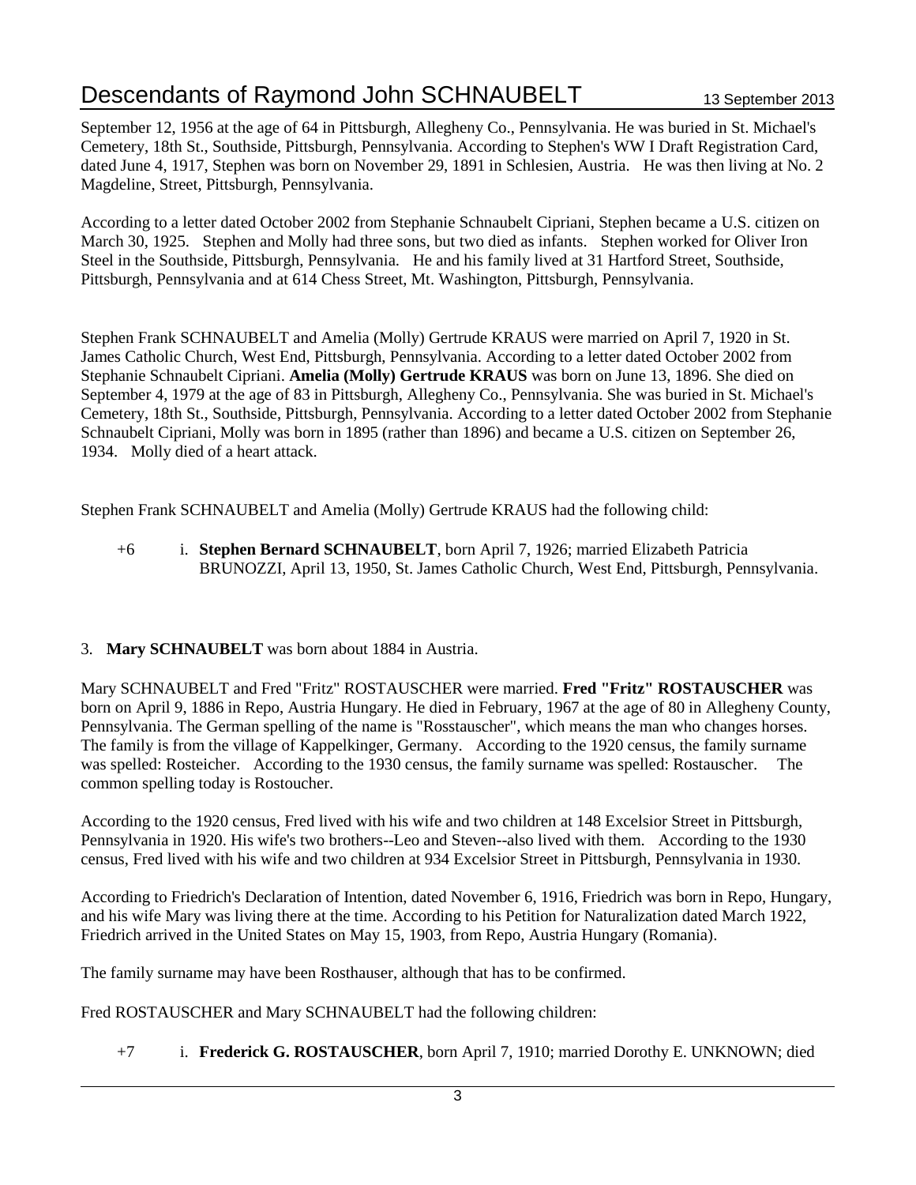September 12, 1956 at the age of 64 in Pittsburgh, Allegheny Co., Pennsylvania. He was buried in St. Michael's Cemetery, 18th St., Southside, Pittsburgh, Pennsylvania. According to Stephen's WW I Draft Registration Card, dated June 4, 1917, Stephen was born on November 29, 1891 in Schlesien, Austria. He was then living at No. 2 Magdeline, Street, Pittsburgh, Pennsylvania.

According to a letter dated October 2002 from Stephanie Schnaubelt Cipriani, Stephen became a U.S. citizen on March 30, 1925. Stephen and Molly had three sons, but two died as infants. Stephen worked for Oliver Iron Steel in the Southside, Pittsburgh, Pennsylvania. He and his family lived at 31 Hartford Street, Southside, Pittsburgh, Pennsylvania and at 614 Chess Street, Mt. Washington, Pittsburgh, Pennsylvania.

Stephen Frank SCHNAUBELT and Amelia (Molly) Gertrude KRAUS were married on April 7, 1920 in St. James Catholic Church, West End, Pittsburgh, Pennsylvania. According to a letter dated October 2002 from Stephanie Schnaubelt Cipriani. **Amelia (Molly) Gertrude KRAUS** was born on June 13, 1896. She died on September 4, 1979 at the age of 83 in Pittsburgh, Allegheny Co., Pennsylvania. She was buried in St. Michael's Cemetery, 18th St., Southside, Pittsburgh, Pennsylvania. According to a letter dated October 2002 from Stephanie Schnaubelt Cipriani, Molly was born in 1895 (rather than 1896) and became a U.S. citizen on September 26, 1934. Molly died of a heart attack.

Stephen Frank SCHNAUBELT and Amelia (Molly) Gertrude KRAUS had the following child:

+6 i. **Stephen Bernard SCHNAUBELT**, born April 7, 1926; married Elizabeth Patricia BRUNOZZI, April 13, 1950, St. James Catholic Church, West End, Pittsburgh, Pennsylvania.

3. **Mary SCHNAUBELT** was born about 1884 in Austria.

Mary SCHNAUBELT and Fred "Fritz" ROSTAUSCHER were married. **Fred "Fritz" ROSTAUSCHER** was born on April 9, 1886 in Repo, Austria Hungary. He died in February, 1967 at the age of 80 in Allegheny County, Pennsylvania. The German spelling of the name is "Rosstauscher", which means the man who changes horses. The family is from the village of Kappelkinger, Germany. According to the 1920 census, the family surname was spelled: Rosteicher. According to the 1930 census, the family surname was spelled: Rostauscher. The common spelling today is Rostoucher.

According to the 1920 census, Fred lived with his wife and two children at 148 Excelsior Street in Pittsburgh, Pennsylvania in 1920. His wife's two brothers--Leo and Steven--also lived with them. According to the 1930 census, Fred lived with his wife and two children at 934 Excelsior Street in Pittsburgh, Pennsylvania in 1930.

According to Friedrich's Declaration of Intention, dated November 6, 1916, Friedrich was born in Repo, Hungary, and his wife Mary was living there at the time. According to his Petition for Naturalization dated March 1922, Friedrich arrived in the United States on May 15, 1903, from Repo, Austria Hungary (Romania).

The family surname may have been Rosthauser, although that has to be confirmed.

Fred ROSTAUSCHER and Mary SCHNAUBELT had the following children:

+7 i. **Frederick G. ROSTAUSCHER**, born April 7, 1910; married Dorothy E. UNKNOWN; died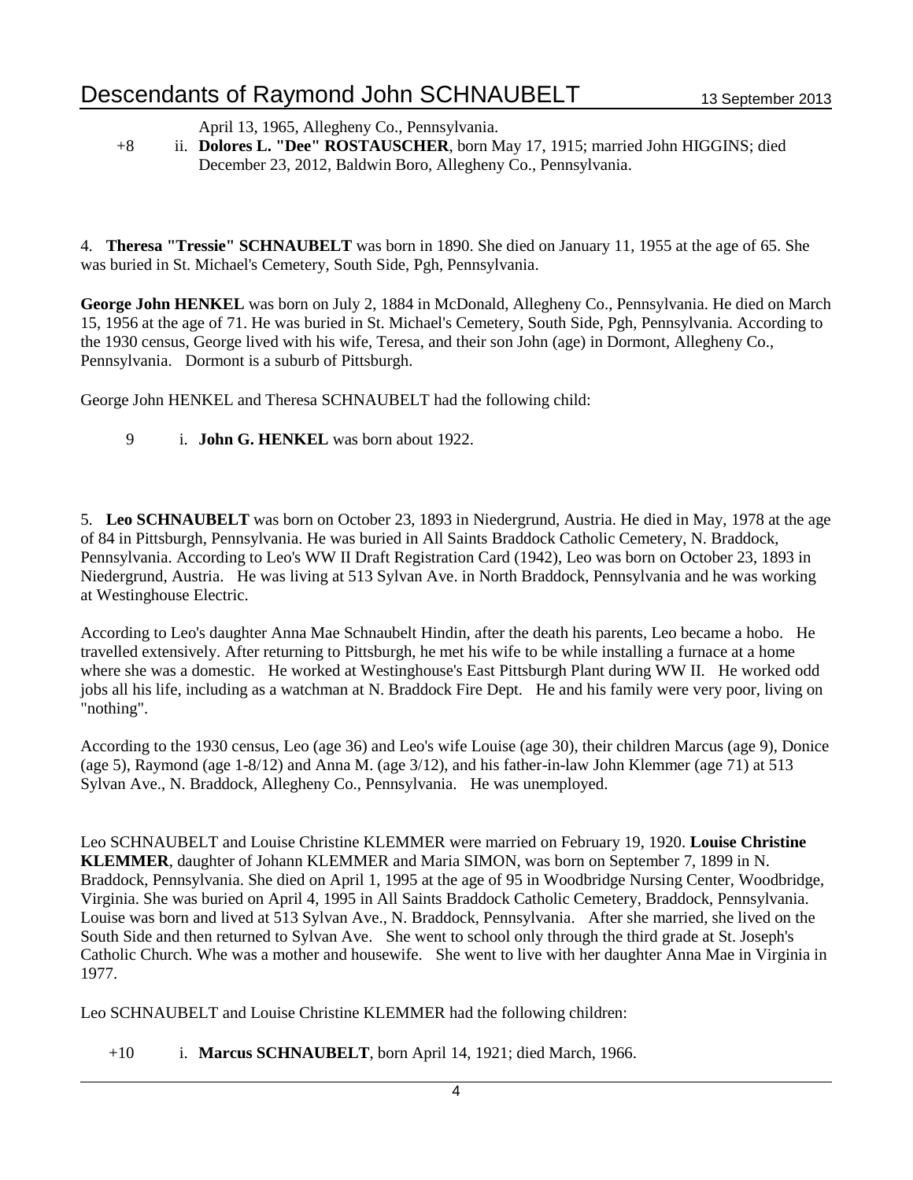April 13, 1965, Allegheny Co., Pennsylvania.

+8 ii. **Dolores L. "Dee" ROSTAUSCHER**, born May 17, 1915; married John HIGGINS; died December 23, 2012, Baldwin Boro, Allegheny Co., Pennsylvania.

4. **Theresa "Tressie" SCHNAUBELT** was born in 1890. She died on January 11, 1955 at the age of 65. She was buried in St. Michael's Cemetery, South Side, Pgh, Pennsylvania.

**George John HENKEL** was born on July 2, 1884 in McDonald, Allegheny Co., Pennsylvania. He died on March 15, 1956 at the age of 71. He was buried in St. Michael's Cemetery, South Side, Pgh, Pennsylvania. According to the 1930 census, George lived with his wife, Teresa, and their son John (age) in Dormont, Allegheny Co., Pennsylvania. Dormont is a suburb of Pittsburgh.

George John HENKEL and Theresa SCHNAUBELT had the following child:

9 i. **John G. HENKEL** was born about 1922.

5. **Leo SCHNAUBELT** was born on October 23, 1893 in Niedergrund, Austria. He died in May, 1978 at the age of 84 in Pittsburgh, Pennsylvania. He was buried in All Saints Braddock Catholic Cemetery, N. Braddock, Pennsylvania. According to Leo's WW II Draft Registration Card (1942), Leo was born on October 23, 1893 in Niedergrund, Austria. He was living at 513 Sylvan Ave. in North Braddock, Pennsylvania and he was working at Westinghouse Electric.

According to Leo's daughter Anna Mae Schnaubelt Hindin, after the death his parents, Leo became a hobo. He travelled extensively. After returning to Pittsburgh, he met his wife to be while installing a furnace at a home where she was a domestic. He worked at Westinghouse's East Pittsburgh Plant during WW II. He worked odd jobs all his life, including as a watchman at N. Braddock Fire Dept. He and his family were very poor, living on "nothing".

According to the 1930 census, Leo (age 36) and Leo's wife Louise (age 30), their children Marcus (age 9), Donice (age 5), Raymond (age 1-8/12) and Anna M. (age 3/12), and his father-in-law John Klemmer (age 71) at 513 Sylvan Ave., N. Braddock, Allegheny Co., Pennsylvania. He was unemployed.

Leo SCHNAUBELT and Louise Christine KLEMMER were married on February 19, 1920. **Louise Christine KLEMMER**, daughter of Johann KLEMMER and Maria SIMON, was born on September 7, 1899 in N. Braddock, Pennsylvania. She died on April 1, 1995 at the age of 95 in Woodbridge Nursing Center, Woodbridge, Virginia. She was buried on April 4, 1995 in All Saints Braddock Catholic Cemetery, Braddock, Pennsylvania. Louise was born and lived at 513 Sylvan Ave., N. Braddock, Pennsylvania. After she married, she lived on the South Side and then returned to Sylvan Ave. She went to school only through the third grade at St. Joseph's Catholic Church. Whe was a mother and housewife. She went to live with her daughter Anna Mae in Virginia in 1977.

Leo SCHNAUBELT and Louise Christine KLEMMER had the following children:

+10 i. **Marcus SCHNAUBELT**, born April 14, 1921; died March, 1966.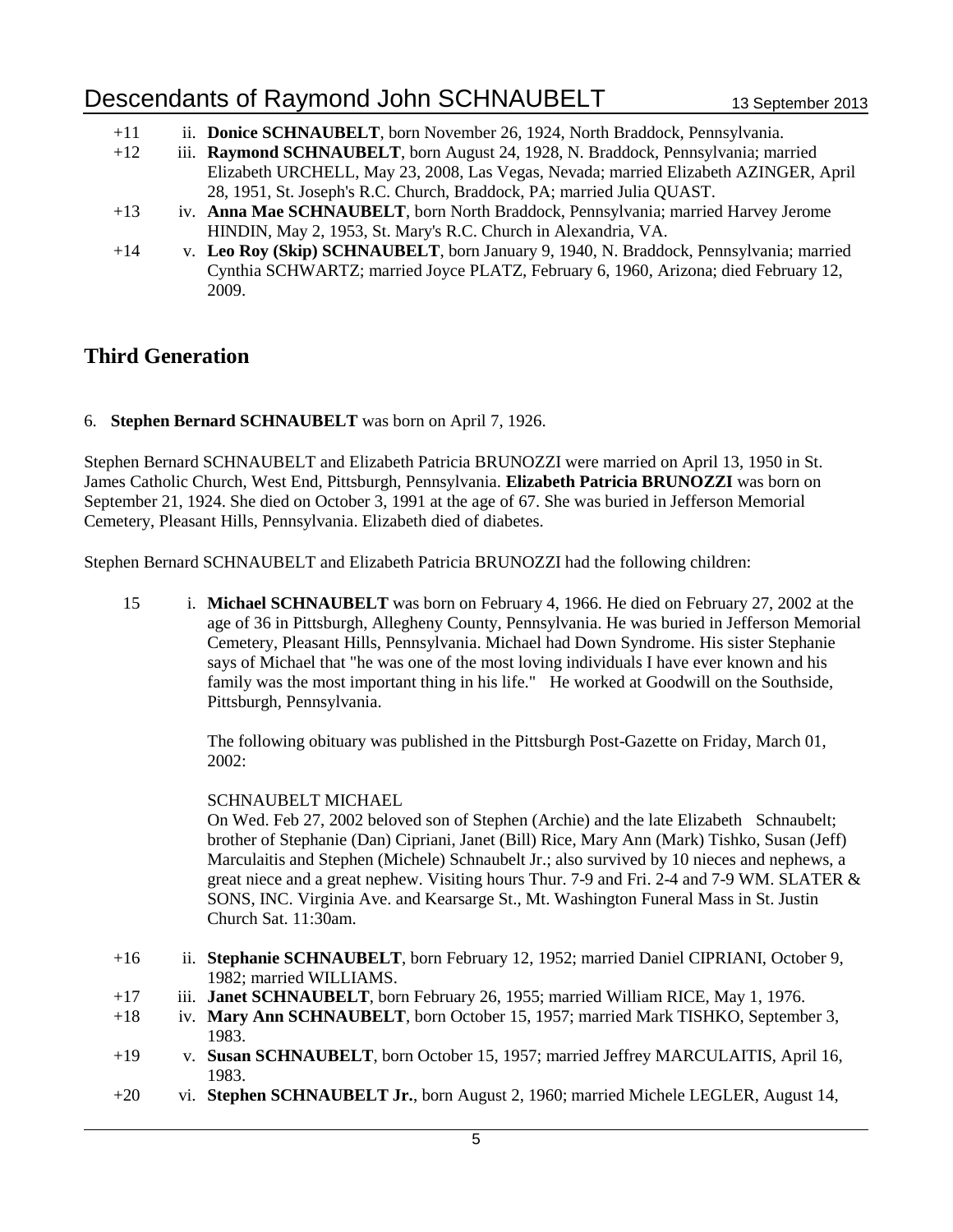+11 ii. **Donice SCHNAUBELT**, born November 26, 1924, North Braddock, Pennsylvania.

+12 iii. **Raymond SCHNAUBELT**, born August 24, 1928, N. Braddock, Pennsylvania; married Elizabeth URCHELL, May 23, 2008, Las Vegas, Nevada; married Elizabeth AZINGER, April 28, 1951, St. Joseph's R.C. Church, Braddock, PA; married Julia QUAST.

+13 iv. **Anna Mae SCHNAUBELT**, born North Braddock, Pennsylvania; married Harvey Jerome HINDIN, May 2, 1953, St. Mary's R.C. Church in Alexandria, VA.

+14 v. **Leo Roy (Skip) SCHNAUBELT**, born January 9, 1940, N. Braddock, Pennsylvania; married Cynthia SCHWARTZ; married Joyce PLATZ, February 6, 1960, Arizona; died February 12, 2009.

## Third Generation

6. **Stephen Bernard SCHNAUBELT** was born on April 7, 1926.

Stephen Bernard SCHNAUBELT and Elizabeth Patricia BRUNOZZI were married on April 13, 1950 in St. James Catholic Church, West End, Pittsburgh, Pennsylvania. **Elizabeth Patricia BRUNOZZI** was born on September 21, 1924. She died on October 3, 1991 at the age of 67. She was buried in Jefferson Memorial Cemetery, Pleasant Hills, Pennsylvania. Elizabeth died of diabetes.

Stephen Bernard SCHNAUBELT and Elizabeth Patricia BRUNOZZI had the following children:

15 i. **Michael SCHNAUBELT** was born on February 4, 1966. He died on February 27, 2002 at the age of 36 in Pittsburgh, Allegheny County, Pennsylvania. He was buried in Jefferson Memorial Cemetery, Pleasant Hills, Pennsylvania. Michael had Down Syndrome. His sister Stephanie says of Michael that "he was one of the most loving individuals I have ever known and his family was the most important thing in his life." He worked at Goodwill on the Southside, Pittsburgh, Pennsylvania.

The following obituary was published in the Pittsburgh Post-Gazette on Friday, March 01, 2002:

SCHNAUBELT MICHAEL
On Wed. Feb 27, 2002 beloved son of Stephen (Archie) and the late Elizabeth Schnaubelt; brother of Stephanie (Dan) Cipriani, Janet (Bill) Rice, Mary Ann (Mark) Tishko, Susan (Jeff) Marculaitis and Stephen (Michele) Schnaubelt Jr.; also survived by 10 nieces and nephews, a great niece and a great nephew. Visiting hours Thur. 7-9 and Fri. 2-4 and 7-9 WM. SLATER & SONS, INC. Virginia Ave. and Kearsarge St., Mt. Washington Funeral Mass in St. Justin Church Sat. 11:30am.

+16 ii. **Stephanie SCHNAUBELT**, born February 12, 1952; married Daniel CIPRIANI, October 9, 1982; married WILLIAMS.

+17 iii. **Janet SCHNAUBELT**, born February 26, 1955; married William RICE, May 1, 1976.

+18 iv. **Mary Ann SCHNAUBELT**, born October 15, 1957; married Mark TISHKO, September 3, 1983.

+19 v. **Susan SCHNAUBELT**, born October 15, 1957; married Jeffrey MARCULAITIS, April 16, 1983.

+20 vi. **Stephen SCHNAUBELT Jr.**, born August 2, 1960; married Michele LEGLER, August 14,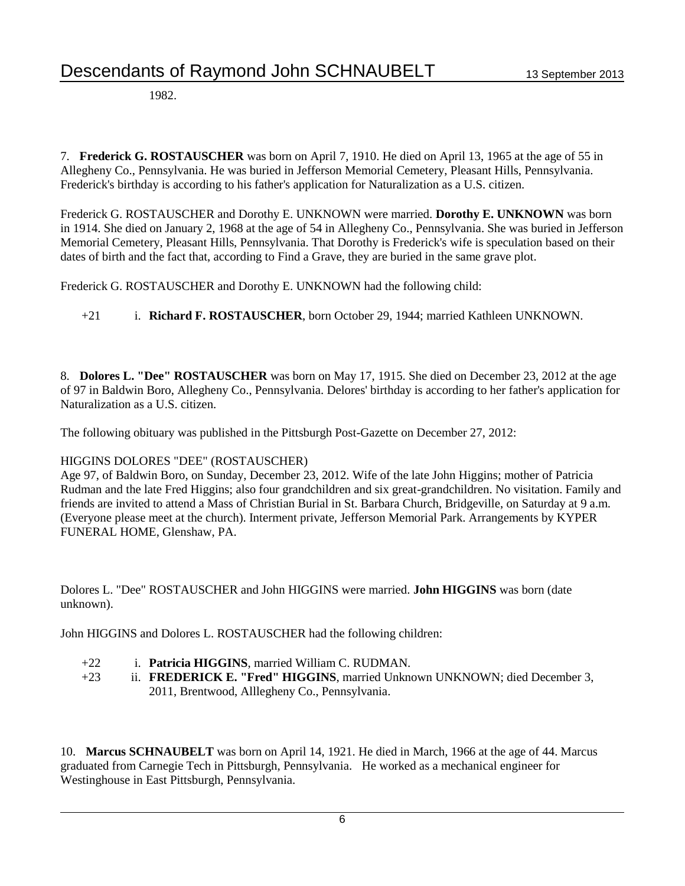1982.

7. **Frederick G. ROSTAUSCHER** was born on April 7, 1910. He died on April 13, 1965 at the age of 55 in Allegheny Co., Pennsylvania. He was buried in Jefferson Memorial Cemetery, Pleasant Hills, Pennsylvania. Frederick's birthday is according to his father's application for Naturalization as a U.S. citizen.

Frederick G. ROSTAUSCHER and Dorothy E. UNKNOWN were married. **Dorothy E. UNKNOWN** was born in 1914. She died on January 2, 1968 at the age of 54 in Allegheny Co., Pennsylvania. She was buried in Jefferson Memorial Cemetery, Pleasant Hills, Pennsylvania. That Dorothy is Frederick's wife is speculation based on their dates of birth and the fact that, according to Find a Grave, they are buried in the same grave plot.

Frederick G. ROSTAUSCHER and Dorothy E. UNKNOWN had the following child:

+21 i. **Richard F. ROSTAUSCHER**, born October 29, 1944; married Kathleen UNKNOWN.

8. **Dolores L. "Dee" ROSTAUSCHER** was born on May 17, 1915. She died on December 23, 2012 at the age of 97 in Baldwin Boro, Allegheny Co., Pennsylvania. Delores' birthday is according to her father's application for Naturalization as a U.S. citizen.

The following obituary was published in the Pittsburgh Post-Gazette on December 27, 2012:

HIGGINS DOLORES "DEE" (ROSTAUSCHER)
Age 97, of Baldwin Boro, on Sunday, December 23, 2012. Wife of the late John Higgins; mother of Patricia Rudman and the late Fred Higgins; also four grandchildren and six great-grandchildren. No visitation. Family and friends are invited to attend a Mass of Christian Burial in St. Barbara Church, Bridgeville, on Saturday at 9 a.m. (Everyone please meet at the church). Interment private, Jefferson Memorial Park. Arrangements by KYPER FUNERAL HOME, Glenshaw, PA.

Dolores L. "Dee" ROSTAUSCHER and John HIGGINS were married. **John HIGGINS** was born (date unknown).

John HIGGINS and Dolores L. ROSTAUSCHER had the following children:

+22 i. **Patricia HIGGINS**, married William C. RUDMAN.
+23 ii. **FREDERICK E. "Fred" HIGGINS**, married Unknown UNKNOWN; died December 3, 2011, Brentwood, Alllegheny Co., Pennsylvania.

10. **Marcus SCHNAUBELT** was born on April 14, 1921. He died in March, 1966 at the age of 44. Marcus graduated from Carnegie Tech in Pittsburgh, Pennsylvania. He worked as a mechanical engineer for Westinghouse in East Pittsburgh, Pennsylvania.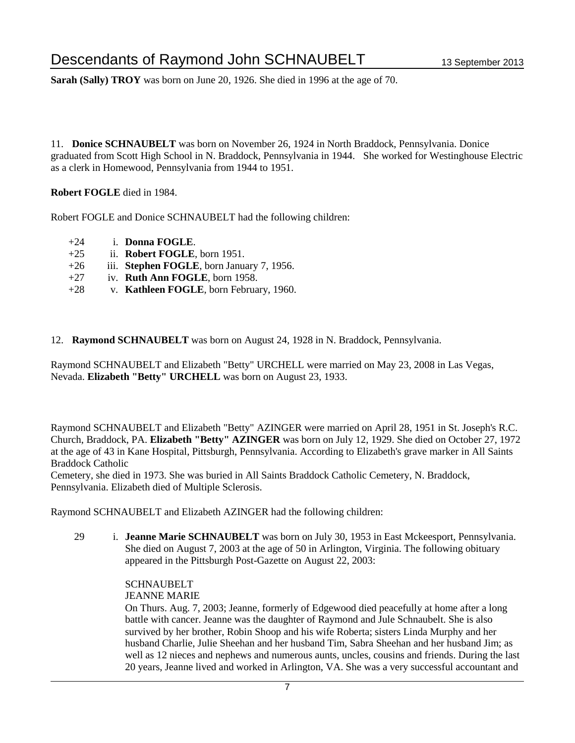**Sarah (Sally) TROY** was born on June 20, 1926. She died in 1996 at the age of 70.

11. **Donice SCHNAUBELT** was born on November 26, 1924 in North Braddock, Pennsylvania. Donice graduated from Scott High School in N. Braddock, Pennsylvania in 1944. She worked for Westinghouse Electric as a clerk in Homewood, Pennsylvania from 1944 to 1951.

**Robert FOGLE** died in 1984.

Robert FOGLE and Donice SCHNAUBELT had the following children:

- +24 i. **Donna FOGLE**.
- +25 ii. **Robert FOGLE**, born 1951.
- +26 iii. **Stephen FOGLE**, born January 7, 1956.
- +27 iv. **Ruth Ann FOGLE**, born 1958.
- +28 v. **Kathleen FOGLE**, born February, 1960.

12. **Raymond SCHNAUBELT** was born on August 24, 1928 in N. Braddock, Pennsylvania.

Raymond SCHNAUBELT and Elizabeth "Betty" URCHELL were married on May 23, 2008 in Las Vegas, Nevada. **Elizabeth "Betty" URCHELL** was born on August 23, 1933.

Raymond SCHNAUBELT and Elizabeth "Betty" AZINGER were married on April 28, 1951 in St. Joseph's R.C. Church, Braddock, PA. **Elizabeth "Betty" AZINGER** was born on July 12, 1929. She died on October 27, 1972 at the age of 43 in Kane Hospital, Pittsburgh, Pennsylvania. According to Elizabeth's grave marker in All Saints Braddock Catholic
Cemetery, she died in 1973. She was buried in All Saints Braddock Catholic Cemetery, N. Braddock, Pennsylvania. Elizabeth died of Multiple Sclerosis.

Raymond SCHNAUBELT and Elizabeth AZINGER had the following children:

29 i. **Jeanne Marie SCHNAUBELT** was born on July 30, 1953 in East Mckeesport, Pennsylvania. She died on August 7, 2003 at the age of 50 in Arlington, Virginia. The following obituary appeared in the Pittsburgh Post-Gazette on August 22, 2003:

SCHNAUBELT
JEANNE MARIE
On Thurs. Aug. 7, 2003; Jeanne, formerly of Edgewood died peacefully at home after a long battle with cancer. Jeanne was the daughter of Raymond and Jule Schnaubelt. She is also survived by her brother, Robin Shoop and his wife Roberta; sisters Linda Murphy and her husband Charlie, Julie Sheehan and her husband Tim, Sabra Sheehan and her husband Jim; as well as 12 nieces and nephews and numerous aunts, uncles, cousins and friends. During the last 20 years, Jeanne lived and worked in Arlington, VA. She was a very successful accountant and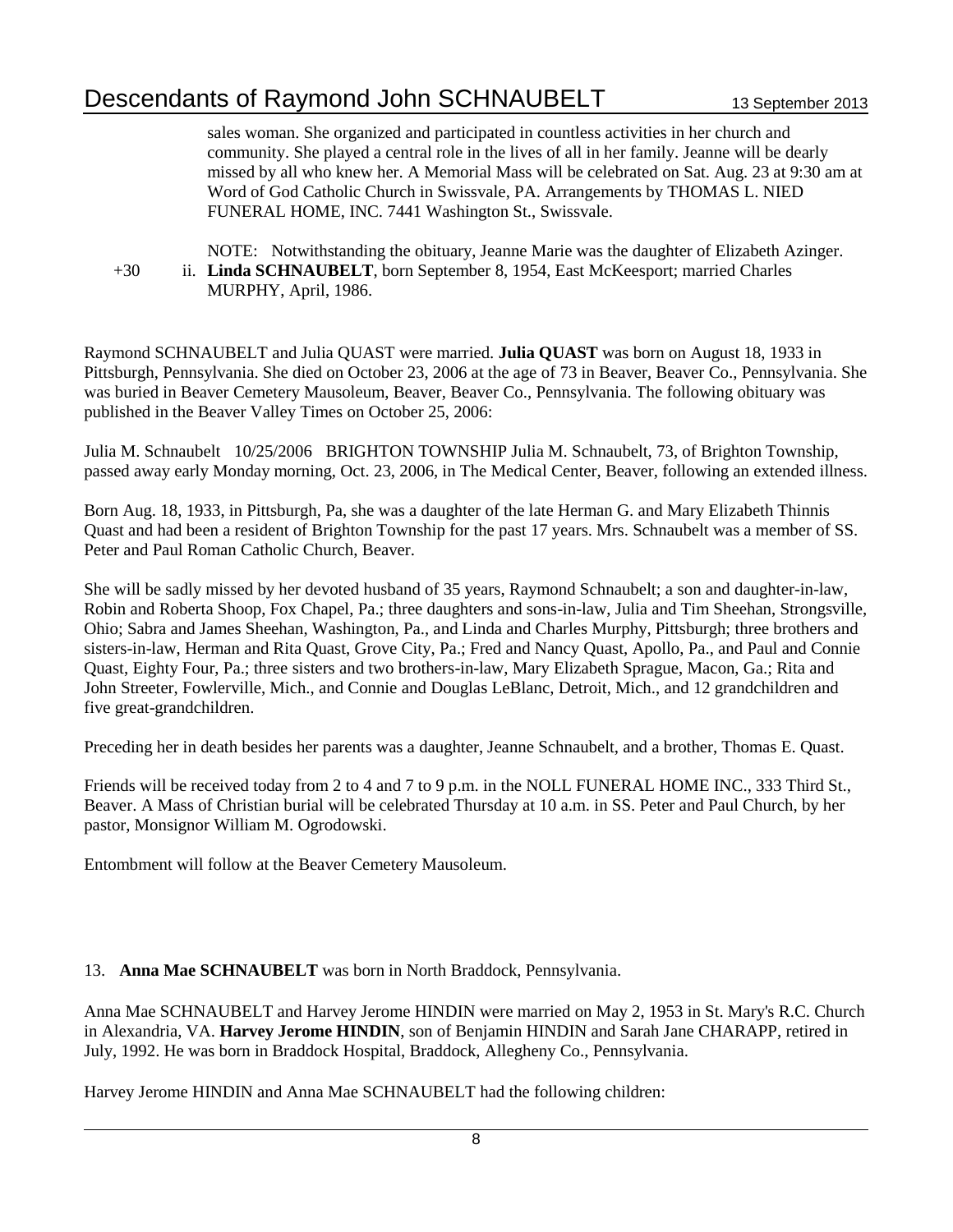sales woman. She organized and participated in countless activities in her church and community. She played a central role in the lives of all in her family. Jeanne will be dearly missed by all who knew her. A Memorial Mass will be celebrated on Sat. Aug. 23 at 9:30 am at Word of God Catholic Church in Swissvale, PA. Arrangements by THOMAS L. NIED FUNERAL HOME, INC. 7441 Washington St., Swissvale.

NOTE: Notwithstanding the obituary, Jeanne Marie was the daughter of Elizabeth Azinger.

+30 ii. **Linda SCHNAUBELT**, born September 8, 1954, East McKeesport; married Charles MURPHY, April, 1986.

Raymond SCHNAUBELT and Julia QUAST were married. **Julia QUAST** was born on August 18, 1933 in Pittsburgh, Pennsylvania. She died on October 23, 2006 at the age of 73 in Beaver, Beaver Co., Pennsylvania. She was buried in Beaver Cemetery Mausoleum, Beaver, Beaver Co., Pennsylvania. The following obituary was published in the Beaver Valley Times on October 25, 2006:

Julia M. Schnaubelt 10/25/2006 BRIGHTON TOWNSHIP Julia M. Schnaubelt, 73, of Brighton Township, passed away early Monday morning, Oct. 23, 2006, in The Medical Center, Beaver, following an extended illness.

Born Aug. 18, 1933, in Pittsburgh, Pa, she was a daughter of the late Herman G. and Mary Elizabeth Thinnis Quast and had been a resident of Brighton Township for the past 17 years. Mrs. Schnaubelt was a member of SS. Peter and Paul Roman Catholic Church, Beaver.

She will be sadly missed by her devoted husband of 35 years, Raymond Schnaubelt; a son and daughter-in-law, Robin and Roberta Shoop, Fox Chapel, Pa.; three daughters and sons-in-law, Julia and Tim Sheehan, Strongsville, Ohio; Sabra and James Sheehan, Washington, Pa., and Linda and Charles Murphy, Pittsburgh; three brothers and sisters-in-law, Herman and Rita Quast, Grove City, Pa.; Fred and Nancy Quast, Apollo, Pa., and Paul and Connie Quast, Eighty Four, Pa.; three sisters and two brothers-in-law, Mary Elizabeth Sprague, Macon, Ga.; Rita and John Streeter, Fowlerville, Mich., and Connie and Douglas LeBlanc, Detroit, Mich., and 12 grandchildren and five great-grandchildren.

Preceding her in death besides her parents was a daughter, Jeanne Schnaubelt, and a brother, Thomas E. Quast.

Friends will be received today from 2 to 4 and 7 to 9 p.m. in the NOLL FUNERAL HOME INC., 333 Third St., Beaver. A Mass of Christian burial will be celebrated Thursday at 10 a.m. in SS. Peter and Paul Church, by her pastor, Monsignor William M. Ogrodowski.

Entombment will follow at the Beaver Cemetery Mausoleum.

13. **Anna Mae SCHNAUBELT** was born in North Braddock, Pennsylvania.

Anna Mae SCHNAUBELT and Harvey Jerome HINDIN were married on May 2, 1953 in St. Mary's R.C. Church in Alexandria, VA. **Harvey Jerome HINDIN**, son of Benjamin HINDIN and Sarah Jane CHARAPP, retired in July, 1992. He was born in Braddock Hospital, Braddock, Allegheny Co., Pennsylvania.

Harvey Jerome HINDIN and Anna Mae SCHNAUBELT had the following children: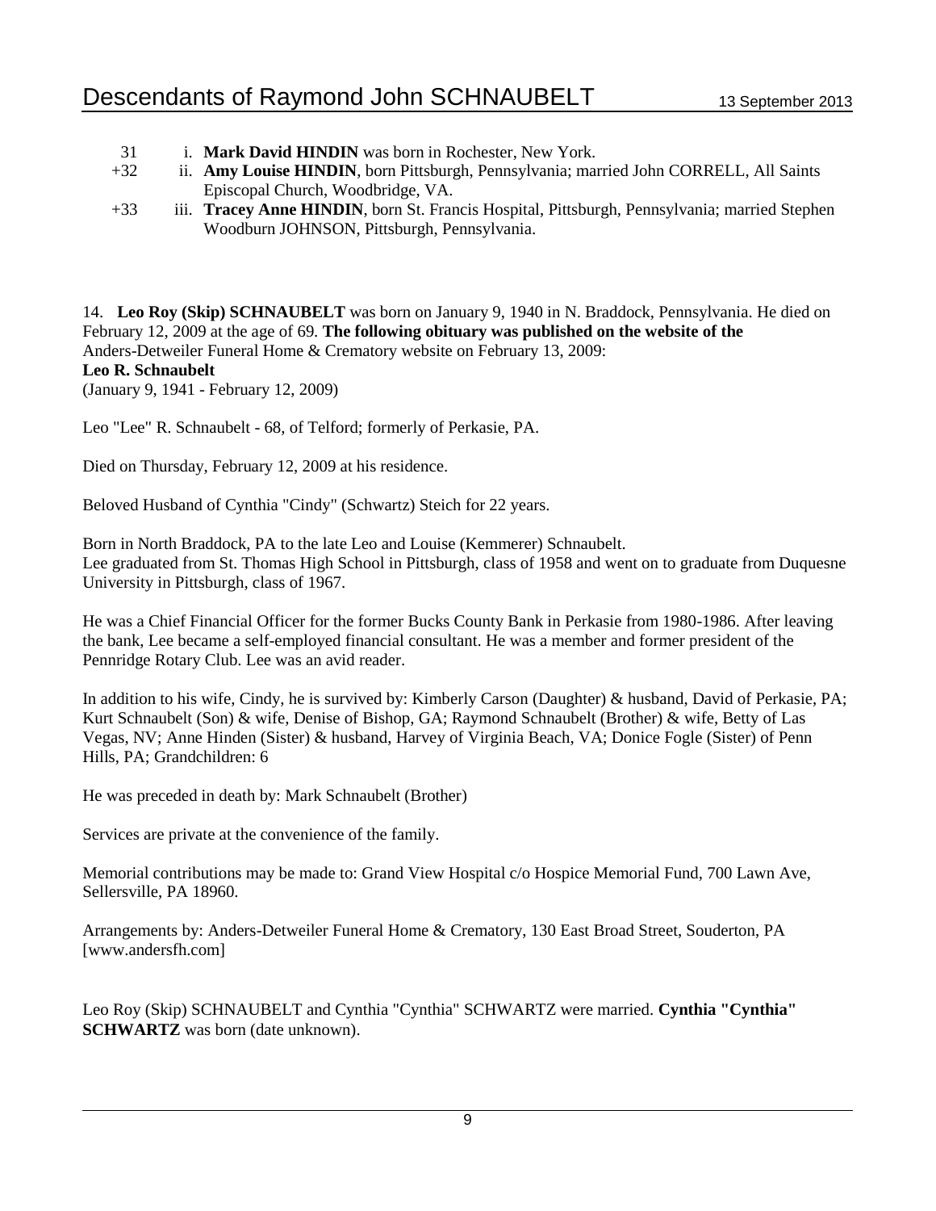31 i. **Mark David HINDIN** was born in Rochester, New York.

+32 ii. **Amy Louise HINDIN**, born Pittsburgh, Pennsylvania; married John CORRELL, All Saints Episcopal Church, Woodbridge, VA.

+33 iii. **Tracey Anne HINDIN**, born St. Francis Hospital, Pittsburgh, Pennsylvania; married Stephen Woodburn JOHNSON, Pittsburgh, Pennsylvania.

14. **Leo Roy (Skip) SCHNAUBELT** was born on January 9, 1940 in N. Braddock, Pennsylvania. He died on February 12, 2009 at the age of 69. **The following obituary was published on the website of the** Anders-Detweiler Funeral Home & Crematory website on February 13, 2009:

**Leo R. Schnaubelt**

(January 9, 1941 - February 12, 2009)

Leo "Lee" R. Schnaubelt - 68, of Telford; formerly of Perkasie, PA.

Died on Thursday, February 12, 2009 at his residence.

Beloved Husband of Cynthia "Cindy" (Schwartz) Steich for 22 years.

Born in North Braddock, PA to the late Leo and Louise (Kemmerer) Schnaubelt.
Lee graduated from St. Thomas High School in Pittsburgh, class of 1958 and went on to graduate from Duquesne University in Pittsburgh, class of 1967.

He was a Chief Financial Officer for the former Bucks County Bank in Perkasie from 1980-1986. After leaving the bank, Lee became a self-employed financial consultant. He was a member and former president of the Pennridge Rotary Club. Lee was an avid reader.

In addition to his wife, Cindy, he is survived by: Kimberly Carson (Daughter) & husband, David of Perkasie, PA; Kurt Schnaubelt (Son) & wife, Denise of Bishop, GA; Raymond Schnaubelt (Brother) & wife, Betty of Las Vegas, NV; Anne Hinden (Sister) & husband, Harvey of Virginia Beach, VA; Donice Fogle (Sister) of Penn Hills, PA; Grandchildren: 6

He was preceded in death by: Mark Schnaubelt (Brother)

Services are private at the convenience of the family.

Memorial contributions may be made to: Grand View Hospital c/o Hospice Memorial Fund, 700 Lawn Ave, Sellersville, PA 18960.

Arrangements by: Anders-Detweiler Funeral Home & Crematory, 130 East Broad Street, Souderton, PA [www.andersfh.com]

Leo Roy (Skip) SCHNAUBELT and Cynthia "Cynthia" SCHWARTZ were married. **Cynthia "Cynthia" SCHWARTZ** was born (date unknown).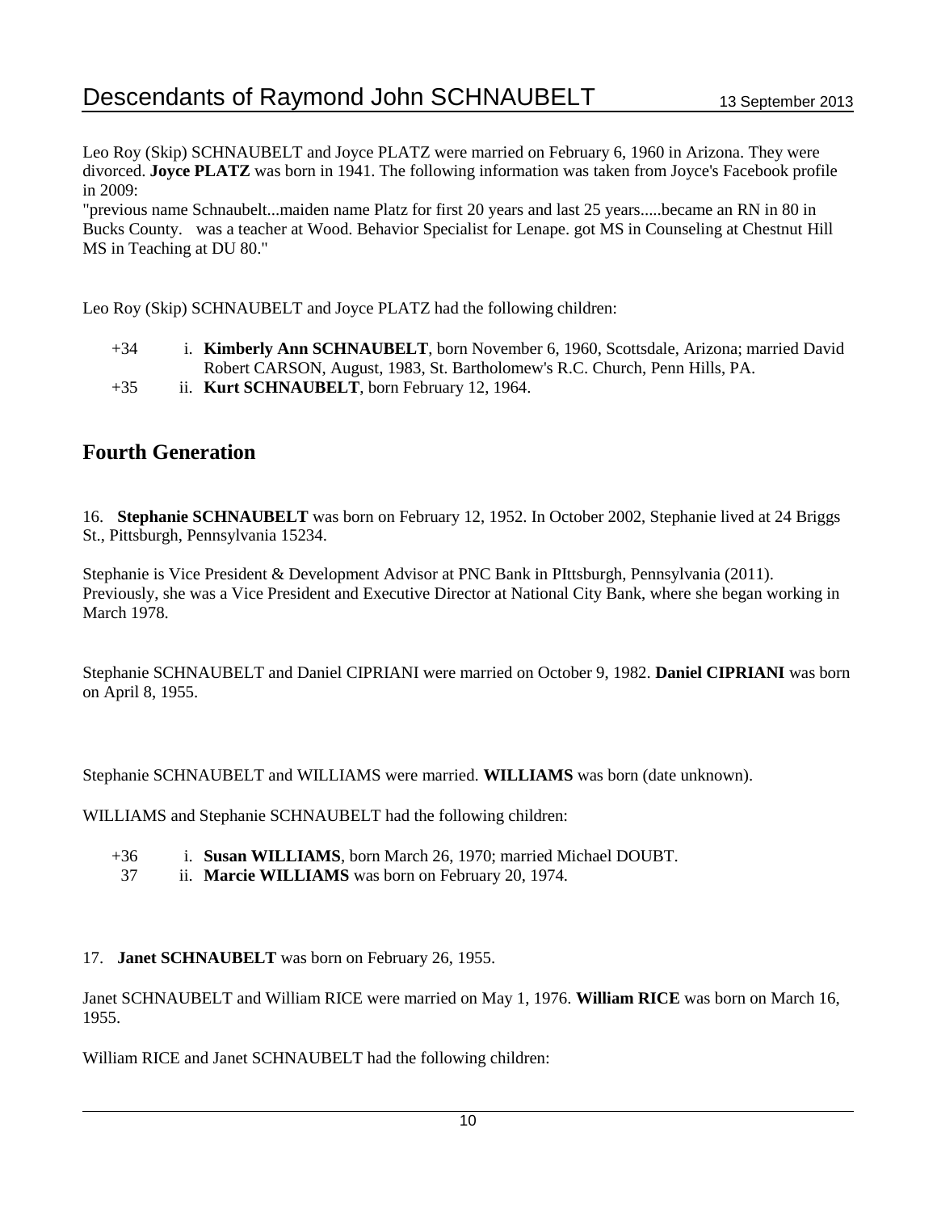Leo Roy (Skip) SCHNAUBELT and Joyce PLATZ were married on February 6, 1960 in Arizona. They were divorced. **Joyce PLATZ** was born in 1941. The following information was taken from Joyce's Facebook profile in 2009:

"previous name Schnaubelt...maiden name Platz for first 20 years and last 25 years.....became an RN in 80 in Bucks County. was a teacher at Wood. Behavior Specialist for Lenape. got MS in Counseling at Chestnut Hill MS in Teaching at DU 80."

Leo Roy (Skip) SCHNAUBELT and Joyce PLATZ had the following children:

- +34 i. **Kimberly Ann SCHNAUBELT**, born November 6, 1960, Scottsdale, Arizona; married David Robert CARSON, August, 1983, St. Bartholomew's R.C. Church, Penn Hills, PA.
- +35 ii. **Kurt SCHNAUBELT**, born February 12, 1964.

## Fourth Generation

16. **Stephanie SCHNAUBELT** was born on February 12, 1952. In October 2002, Stephanie lived at 24 Briggs St., Pittsburgh, Pennsylvania 15234.

Stephanie is Vice President & Development Advisor at PNC Bank in PIttsburgh, Pennsylvania (2011). Previously, she was a Vice President and Executive Director at National City Bank, where she began working in March 1978.

Stephanie SCHNAUBELT and Daniel CIPRIANI were married on October 9, 1982. **Daniel CIPRIANI** was born on April 8, 1955.

Stephanie SCHNAUBELT and WILLIAMS were married. **WILLIAMS** was born (date unknown).

WILLIAMS and Stephanie SCHNAUBELT had the following children:

- +36 i. **Susan WILLIAMS**, born March 26, 1970; married Michael DOUBT.
- 37 ii. **Marcie WILLIAMS** was born on February 20, 1974.

17. **Janet SCHNAUBELT** was born on February 26, 1955.

Janet SCHNAUBELT and William RICE were married on May 1, 1976. **William RICE** was born on March 16, 1955.

William RICE and Janet SCHNAUBELT had the following children: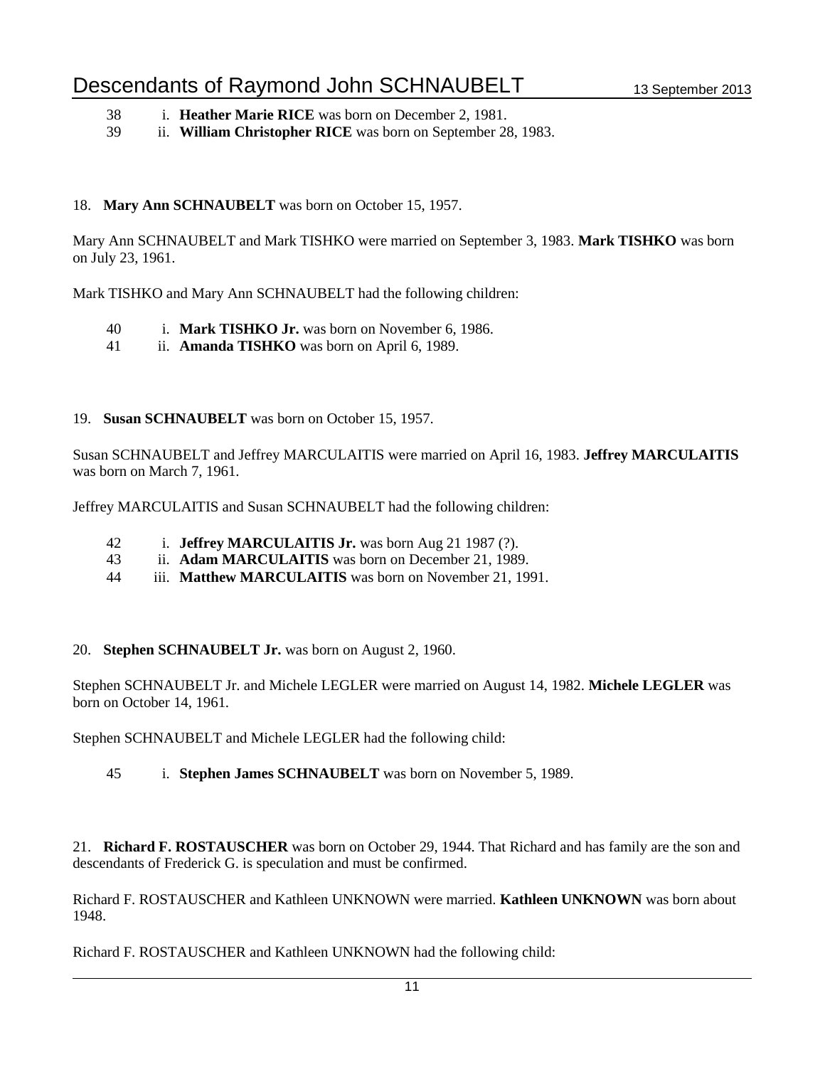38 i. **Heather Marie RICE** was born on December 2, 1981.
39 ii. **William Christopher RICE** was born on September 28, 1983.

18. **Mary Ann SCHNAUBELT** was born on October 15, 1957.

Mary Ann SCHNAUBELT and Mark TISHKO were married on September 3, 1983. **Mark TISHKO** was born on July 23, 1961.

Mark TISHKO and Mary Ann SCHNAUBELT had the following children:

40 i. **Mark TISHKO Jr.** was born on November 6, 1986.
41 ii. **Amanda TISHKO** was born on April 6, 1989.

19. **Susan SCHNAUBELT** was born on October 15, 1957.

Susan SCHNAUBELT and Jeffrey MARCULAITIS were married on April 16, 1983. **Jeffrey MARCULAITIS** was born on March 7, 1961.

Jeffrey MARCULAITIS and Susan SCHNAUBELT had the following children:

42 i. **Jeffrey MARCULAITIS Jr.** was born Aug 21 1987 (?).
43 ii. **Adam MARCULAITIS** was born on December 21, 1989.
44 iii. **Matthew MARCULAITIS** was born on November 21, 1991.

20. **Stephen SCHNAUBELT Jr.** was born on August 2, 1960.

Stephen SCHNAUBELT Jr. and Michele LEGLER were married on August 14, 1982. **Michele LEGLER** was born on October 14, 1961.

Stephen SCHNAUBELT and Michele LEGLER had the following child:

45 i. **Stephen James SCHNAUBELT** was born on November 5, 1989.

21. **Richard F. ROSTAUSCHER** was born on October 29, 1944. That Richard and has family are the son and descendants of Frederick G. is speculation and must be confirmed.

Richard F. ROSTAUSCHER and Kathleen UNKNOWN were married. **Kathleen UNKNOWN** was born about 1948.

Richard F. ROSTAUSCHER and Kathleen UNKNOWN had the following child: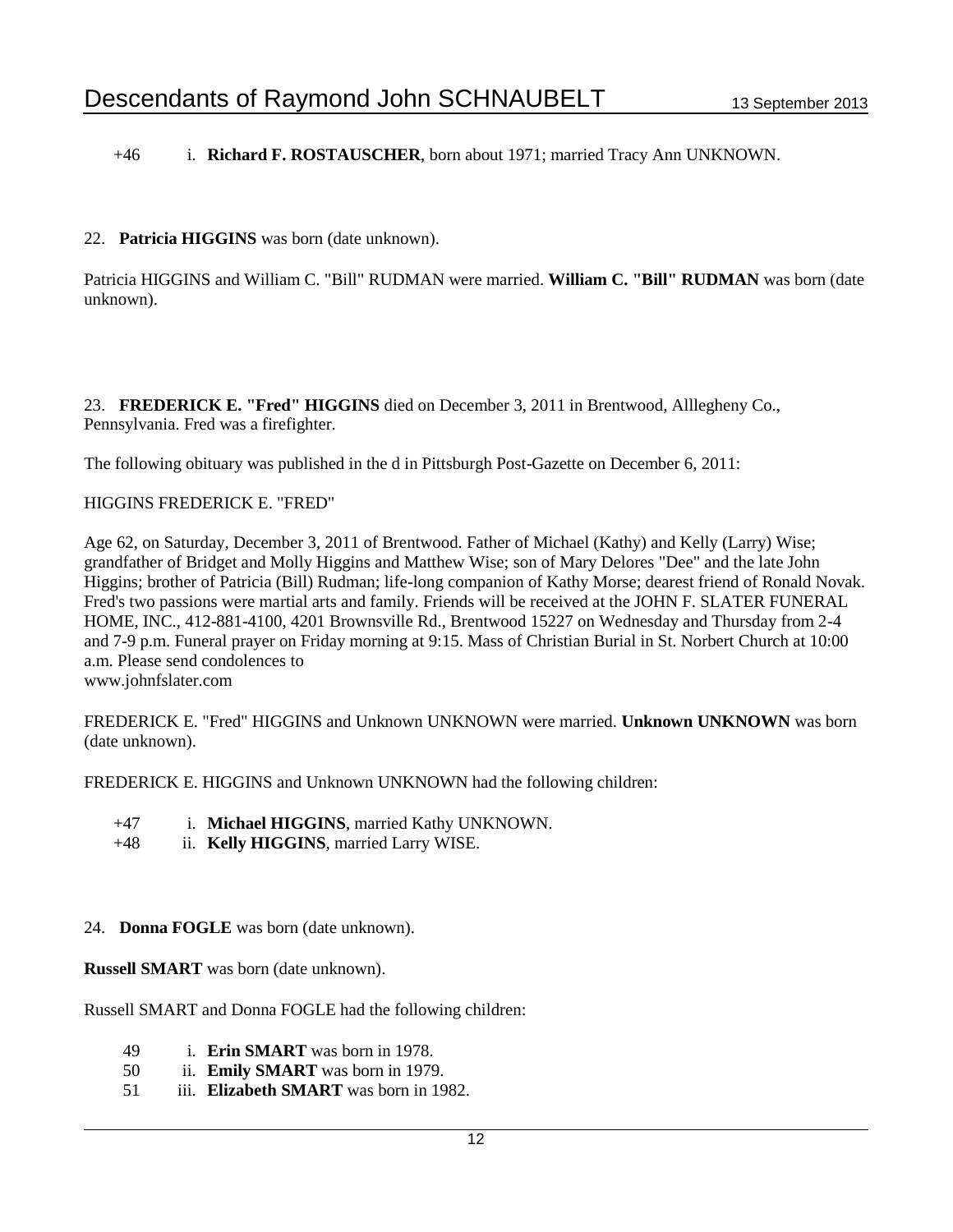+46 i. **Richard F. ROSTAUSCHER**, born about 1971; married Tracy Ann UNKNOWN.

22. **Patricia HIGGINS** was born (date unknown).

Patricia HIGGINS and William C. "Bill" RUDMAN were married. **William C. "Bill" RUDMAN** was born (date unknown).

23. **FREDERICK E. "Fred" HIGGINS** died on December 3, 2011 in Brentwood, Alllegheny Co., Pennsylvania. Fred was a firefighter.

The following obituary was published in the d in Pittsburgh Post-Gazette on December 6, 2011:

HIGGINS FREDERICK E. "FRED"

Age 62, on Saturday, December 3, 2011 of Brentwood. Father of Michael (Kathy) and Kelly (Larry) Wise; grandfather of Bridget and Molly Higgins and Matthew Wise; son of Mary Delores "Dee" and the late John Higgins; brother of Patricia (Bill) Rudman; life-long companion of Kathy Morse; dearest friend of Ronald Novak. Fred's two passions were martial arts and family. Friends will be received at the JOHN F. SLATER FUNERAL HOME, INC., 412-881-4100, 4201 Brownsville Rd., Brentwood 15227 on Wednesday and Thursday from 2-4 and 7-9 p.m. Funeral prayer on Friday morning at 9:15. Mass of Christian Burial in St. Norbert Church at 10:00 a.m. Please send condolences to
www.johnfslater.com

FREDERICK E. "Fred" HIGGINS and Unknown UNKNOWN were married. **Unknown UNKNOWN** was born (date unknown).

FREDERICK E. HIGGINS and Unknown UNKNOWN had the following children:

+47 i. **Michael HIGGINS**, married Kathy UNKNOWN.
+48 ii. **Kelly HIGGINS**, married Larry WISE.

24. **Donna FOGLE** was born (date unknown).

**Russell SMART** was born (date unknown).

Russell SMART and Donna FOGLE had the following children:

49 i. **Erin SMART** was born in 1978.
50 ii. **Emily SMART** was born in 1979.
51 iii. **Elizabeth SMART** was born in 1982.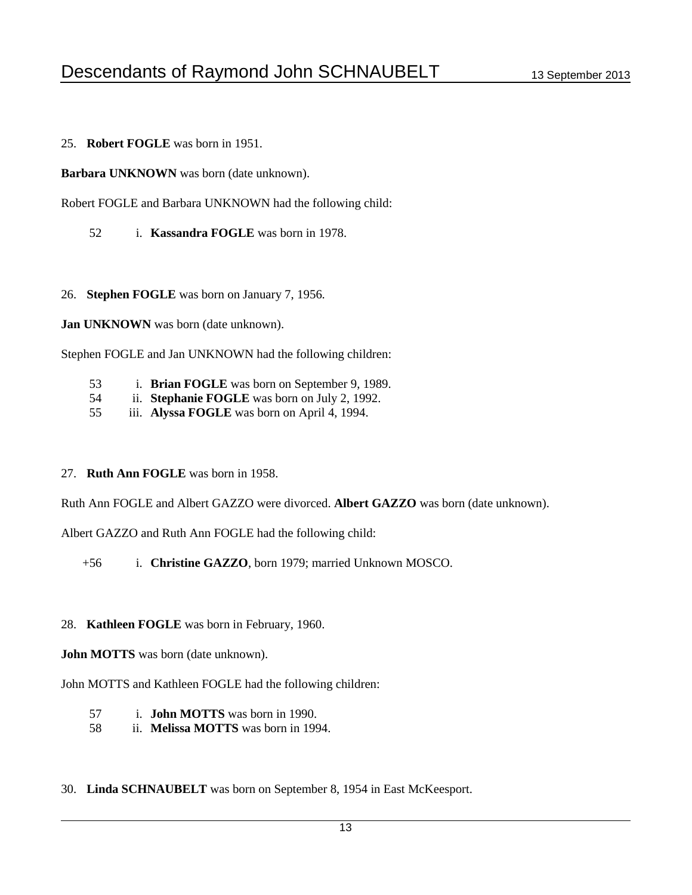25. **Robert FOGLE** was born in 1951.

**Barbara UNKNOWN** was born (date unknown).

Robert FOGLE and Barbara UNKNOWN had the following child:

52 i. **Kassandra FOGLE** was born in 1978.

26. **Stephen FOGLE** was born on January 7, 1956.

**Jan UNKNOWN** was born (date unknown).

Stephen FOGLE and Jan UNKNOWN had the following children:

53 i. **Brian FOGLE** was born on September 9, 1989.
54 ii. **Stephanie FOGLE** was born on July 2, 1992.
55 iii. **Alyssa FOGLE** was born on April 4, 1994.

27. **Ruth Ann FOGLE** was born in 1958.

Ruth Ann FOGLE and Albert GAZZO were divorced. **Albert GAZZO** was born (date unknown).

Albert GAZZO and Ruth Ann FOGLE had the following child:

+56 i. **Christine GAZZO**, born 1979; married Unknown MOSCO.

28. **Kathleen FOGLE** was born in February, 1960.

**John MOTTS** was born (date unknown).

John MOTTS and Kathleen FOGLE had the following children:

57 i. **John MOTTS** was born in 1990.
58 ii. **Melissa MOTTS** was born in 1994.

30. **Linda SCHNAUBELT** was born on September 8, 1954 in East McKeesport.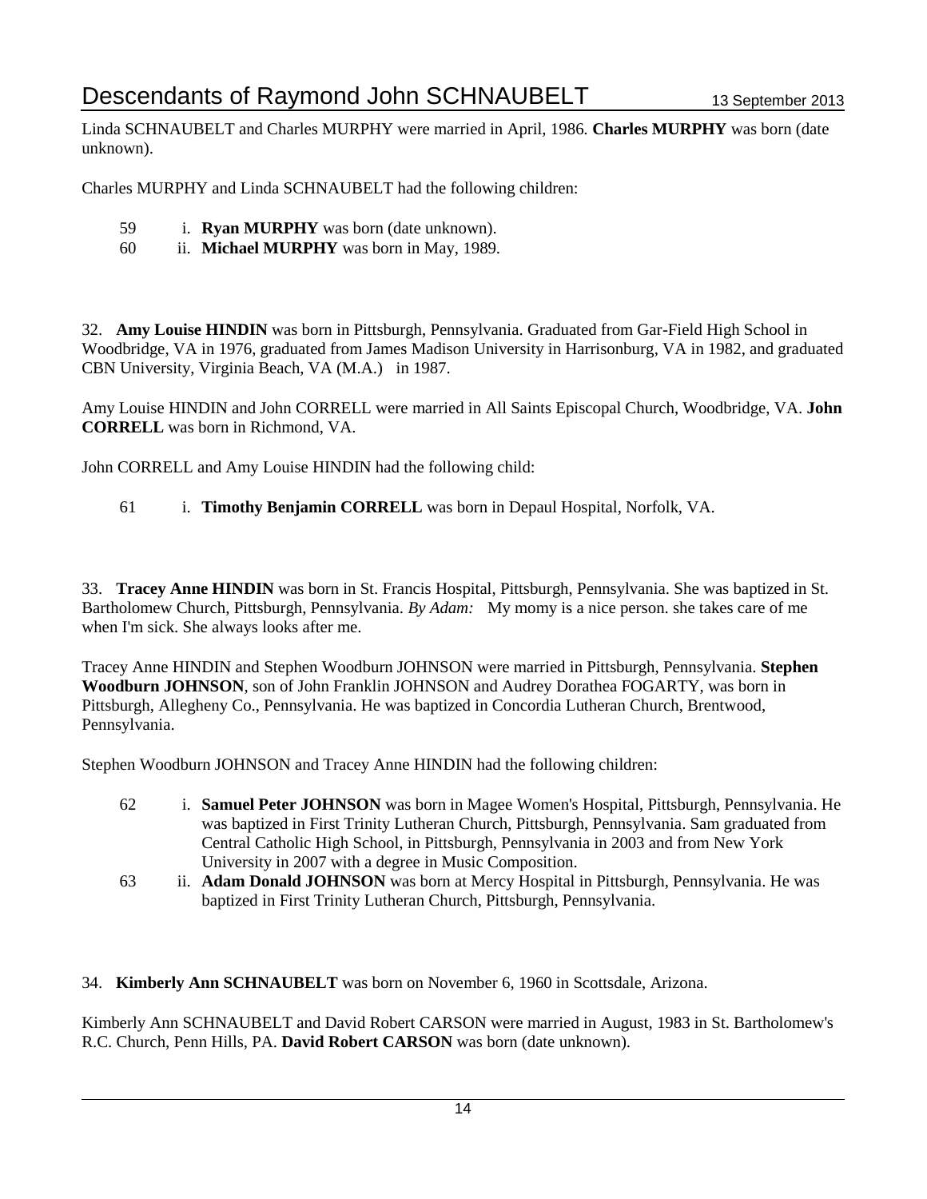Linda SCHNAUBELT and Charles MURPHY were married in April, 1986. **Charles MURPHY** was born (date unknown).

Charles MURPHY and Linda SCHNAUBELT had the following children:

59 i. **Ryan MURPHY** was born (date unknown).
60 ii. **Michael MURPHY** was born in May, 1989.

32. **Amy Louise HINDIN** was born in Pittsburgh, Pennsylvania. Graduated from Gar-Field High School in Woodbridge, VA in 1976, graduated from James Madison University in Harrisonburg, VA in 1982, and graduated CBN University, Virginia Beach, VA (M.A.) in 1987.

Amy Louise HINDIN and John CORRELL were married in All Saints Episcopal Church, Woodbridge, VA. **John CORRELL** was born in Richmond, VA.

John CORRELL and Amy Louise HINDIN had the following child:

61 i. **Timothy Benjamin CORRELL** was born in Depaul Hospital, Norfolk, VA.

33. **Tracey Anne HINDIN** was born in St. Francis Hospital, Pittsburgh, Pennsylvania. She was baptized in St. Bartholomew Church, Pittsburgh, Pennsylvania. *By Adam:* My momy is a nice person. she takes care of me when I'm sick. She always looks after me.

Tracey Anne HINDIN and Stephen Woodburn JOHNSON were married in Pittsburgh, Pennsylvania. **Stephen Woodburn JOHNSON**, son of John Franklin JOHNSON and Audrey Dorathea FOGARTY, was born in Pittsburgh, Allegheny Co., Pennsylvania. He was baptized in Concordia Lutheran Church, Brentwood, Pennsylvania.

Stephen Woodburn JOHNSON and Tracey Anne HINDIN had the following children:

62 i. **Samuel Peter JOHNSON** was born in Magee Women's Hospital, Pittsburgh, Pennsylvania. He was baptized in First Trinity Lutheran Church, Pittsburgh, Pennsylvania. Sam graduated from Central Catholic High School, in Pittsburgh, Pennsylvania in 2003 and from New York University in 2007 with a degree in Music Composition.
63 ii. **Adam Donald JOHNSON** was born at Mercy Hospital in Pittsburgh, Pennsylvania. He was baptized in First Trinity Lutheran Church, Pittsburgh, Pennsylvania.

34. **Kimberly Ann SCHNAUBELT** was born on November 6, 1960 in Scottsdale, Arizona.

Kimberly Ann SCHNAUBELT and David Robert CARSON were married in August, 1983 in St. Bartholomew's R.C. Church, Penn Hills, PA. **David Robert CARSON** was born (date unknown).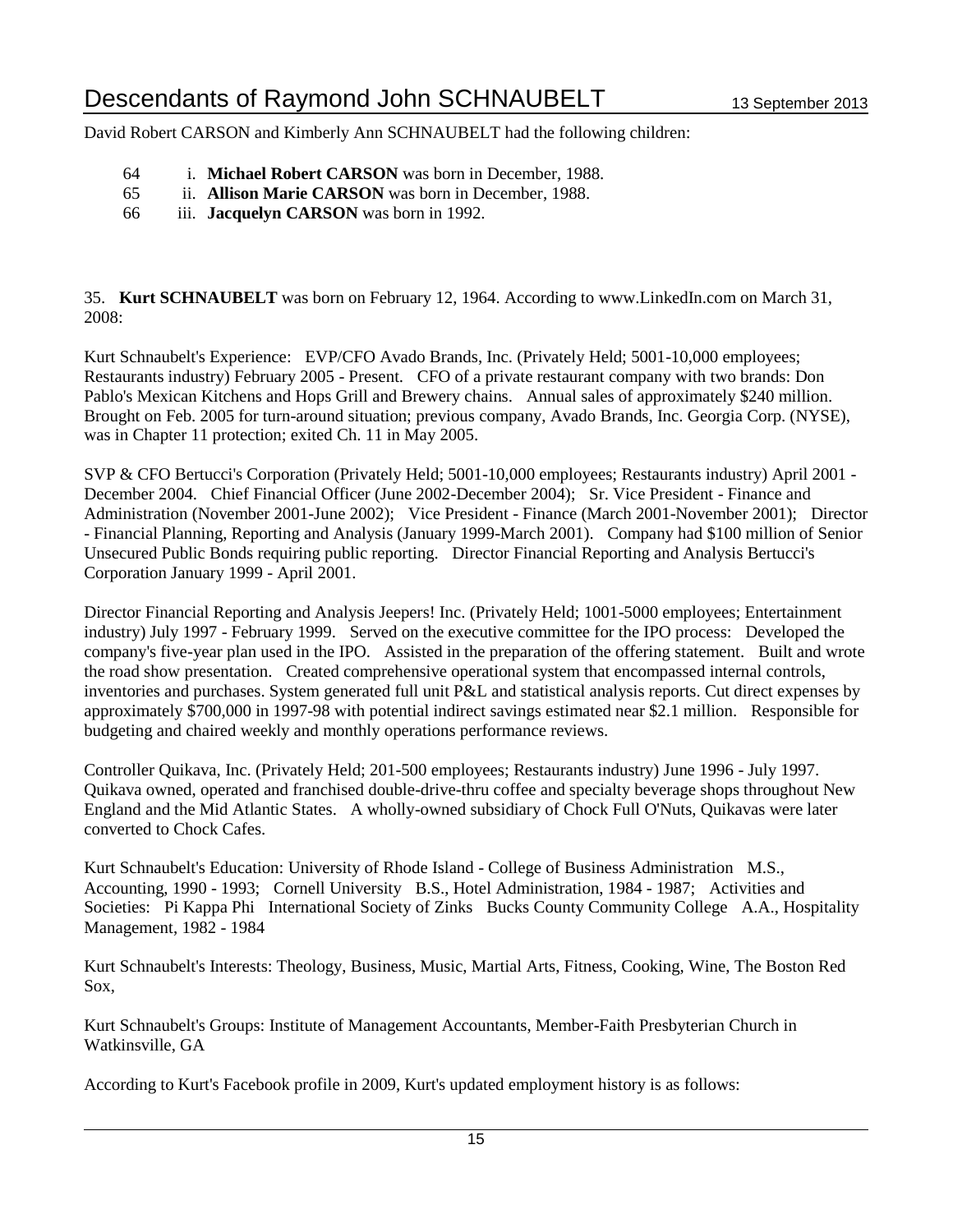David Robert CARSON and Kimberly Ann SCHNAUBELT had the following children:

64 i. **Michael Robert CARSON** was born in December, 1988.
65 ii. **Allison Marie CARSON** was born in December, 1988.
66 iii. **Jacquelyn CARSON** was born in 1992.

35. **Kurt SCHNAUBELT** was born on February 12, 1964. According to www.LinkedIn.com on March 31, 2008:

Kurt Schnaubelt's Experience: EVP/CFO Avado Brands, Inc. (Privately Held; 5001-10,000 employees; Restaurants industry) February 2005 - Present. CFO of a private restaurant company with two brands: Don Pablo's Mexican Kitchens and Hops Grill and Brewery chains. Annual sales of approximately $240 million. Brought on Feb. 2005 for turn-around situation; previous company, Avado Brands, Inc. Georgia Corp. (NYSE), was in Chapter 11 protection; exited Ch. 11 in May 2005.

SVP & CFO Bertucci's Corporation (Privately Held; 5001-10,000 employees; Restaurants industry) April 2001 - December 2004. Chief Financial Officer (June 2002-December 2004); Sr. Vice President - Finance and Administration (November 2001-June 2002); Vice President - Finance (March 2001-November 2001); Director - Financial Planning, Reporting and Analysis (January 1999-March 2001). Company had $100 million of Senior Unsecured Public Bonds requiring public reporting. Director Financial Reporting and Analysis Bertucci's Corporation January 1999 - April 2001.

Director Financial Reporting and Analysis Jeepers! Inc. (Privately Held; 1001-5000 employees; Entertainment industry) July 1997 - February 1999. Served on the executive committee for the IPO process: Developed the company's five-year plan used in the IPO. Assisted in the preparation of the offering statement. Built and wrote the road show presentation. Created comprehensive operational system that encompassed internal controls, inventories and purchases. System generated full unit P&L and statistical analysis reports. Cut direct expenses by approximately $700,000 in 1997-98 with potential indirect savings estimated near $2.1 million. Responsible for budgeting and chaired weekly and monthly operations performance reviews.

Controller Quikava, Inc. (Privately Held; 201-500 employees; Restaurants industry) June 1996 - July 1997. Quikava owned, operated and franchised double-drive-thru coffee and specialty beverage shops throughout New England and the Mid Atlantic States. A wholly-owned subsidiary of Chock Full O'Nuts, Quikavas were later converted to Chock Cafes.

Kurt Schnaubelt's Education: University of Rhode Island - College of Business Administration M.S., Accounting, 1990 - 1993; Cornell University B.S., Hotel Administration, 1984 - 1987; Activities and Societies: Pi Kappa Phi International Society of Zinks Bucks County Community College A.A., Hospitality Management, 1982 - 1984

Kurt Schnaubelt's Interests: Theology, Business, Music, Martial Arts, Fitness, Cooking, Wine, The Boston Red Sox,

Kurt Schnaubelt's Groups: Institute of Management Accountants, Member-Faith Presbyterian Church in Watkinsville, GA

According to Kurt's Facebook profile in 2009, Kurt's updated employment history is as follows: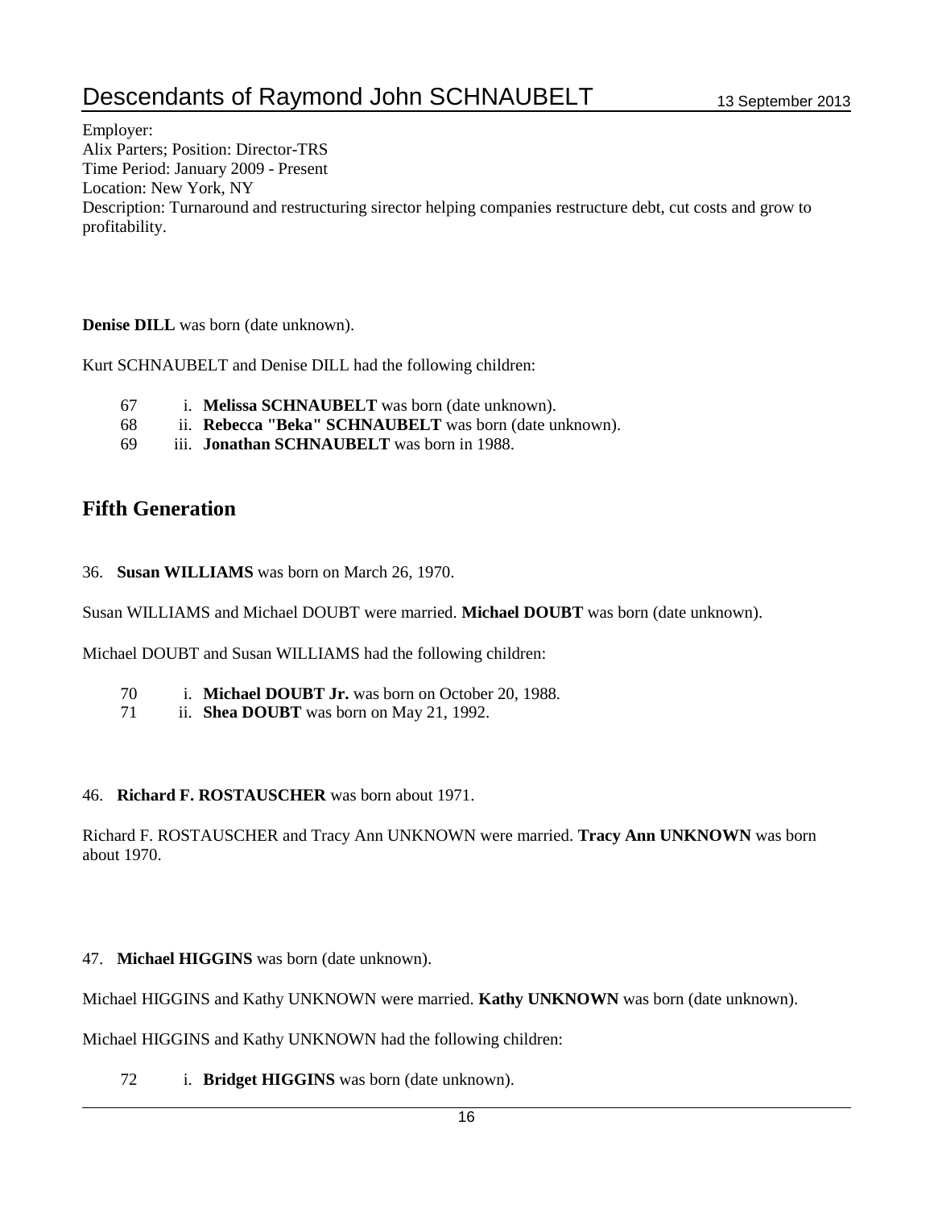Employer:
Alix Parters; Position: Director-TRS
Time Period: January 2009 - Present
Location: New York, NY
Description: Turnaround and restructuring sirector helping companies restructure debt, cut costs and grow to profitability.

**Denise DILL** was born (date unknown).

Kurt SCHNAUBELT and Denise DILL had the following children:

67 i. **Melissa SCHNAUBELT** was born (date unknown).
68 ii. **Rebecca "Beka" SCHNAUBELT** was born (date unknown).
69 iii. **Jonathan SCHNAUBELT** was born in 1988.

## Fifth Generation

36. **Susan WILLIAMS** was born on March 26, 1970.

Susan WILLIAMS and Michael DOUBT were married. **Michael DOUBT** was born (date unknown).

Michael DOUBT and Susan WILLIAMS had the following children:

70 i. **Michael DOUBT Jr.** was born on October 20, 1988.
71 ii. **Shea DOUBT** was born on May 21, 1992.

46. **Richard F. ROSTAUSCHER** was born about 1971.

Richard F. ROSTAUSCHER and Tracy Ann UNKNOWN were married. **Tracy Ann UNKNOWN** was born about 1970.

47. **Michael HIGGINS** was born (date unknown).

Michael HIGGINS and Kathy UNKNOWN were married. **Kathy UNKNOWN** was born (date unknown).

Michael HIGGINS and Kathy UNKNOWN had the following children:

72 i. **Bridget HIGGINS** was born (date unknown).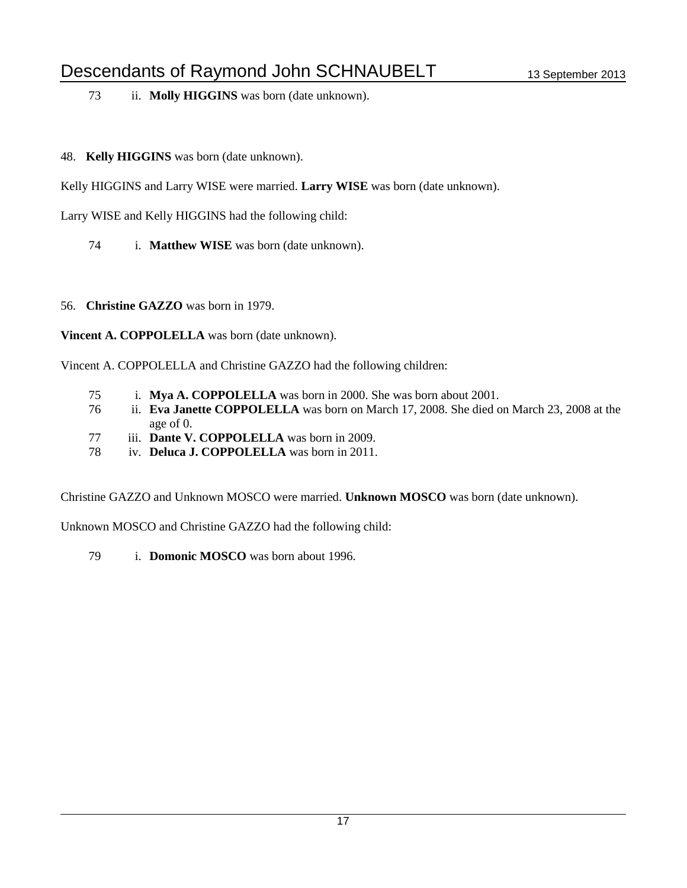73 ii. **Molly HIGGINS** was born (date unknown).

48. **Kelly HIGGINS** was born (date unknown).

Kelly HIGGINS and Larry WISE were married. **Larry WISE** was born (date unknown).

Larry WISE and Kelly HIGGINS had the following child:

74 i. **Matthew WISE** was born (date unknown).

56. **Christine GAZZO** was born in 1979.

**Vincent A. COPPOLELLA** was born (date unknown).

Vincent A. COPPOLELLA and Christine GAZZO had the following children:

75 i. **Mya A. COPPOLELLA** was born in 2000. She was born about 2001.
76 ii. **Eva Janette COPPOLELLA** was born on March 17, 2008. She died on March 23, 2008 at the age of 0.
77 iii. **Dante V. COPPOLELLA** was born in 2009.
78 iv. **Deluca J. COPPOLELLA** was born in 2011.

Christine GAZZO and Unknown MOSCO were married. **Unknown MOSCO** was born (date unknown).

Unknown MOSCO and Christine GAZZO had the following child:

79 i. **Domonic MOSCO** was born about 1996.